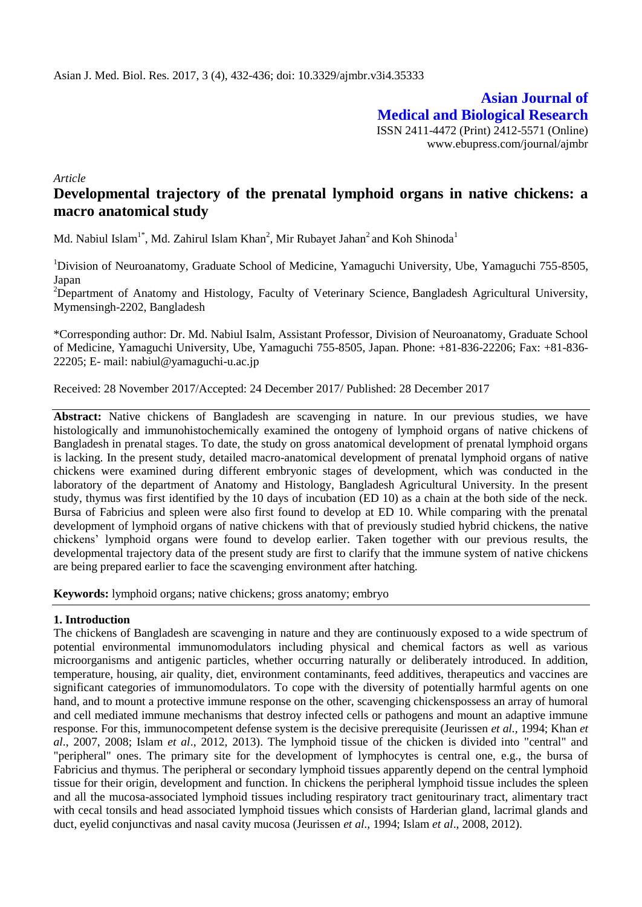Asian J. Med. Biol. Res. 2017, 3 (4), 432-436; doi: 10.3329/ajmbr.v3i4.35333

**Asian Journal of Medical and Biological Research**
ISSN 2411-4472 (Print) 2412-5571 (Online)
www.ebupress.com/journal/ajmbr

*Article*

# Developmental trajectory of the prenatal lymphoid organs in native chickens: a macro anatomical study

Md. Nabiul Islam[1*], Md. Zahirul Islam Khan[2], Mir Rubayet Jahan[2] and Koh Shinoda[1]

[1]Division of Neuroanatomy, Graduate School of Medicine, Yamaguchi University, Ube, Yamaguchi 755-8505, Japan

[2]Department of Anatomy and Histology, Faculty of Veterinary Science, Bangladesh Agricultural University, Mymensingh-2202, Bangladesh

*Corresponding author: Dr. Md. Nabiul Isalm, Assistant Professor, Division of Neuroanatomy, Graduate School of Medicine, Yamaguchi University, Ube, Yamaguchi 755-8505, Japan. Phone: +81-836-22206; Fax: +81-836-22205; E- mail: nabiul@yamaguchi-u.ac.jp

Received: 28 November 2017/Accepted: 24 December 2017/ Published: 28 December 2017

**Abstract:** Native chickens of Bangladesh are scavenging in nature. In our previous studies, we have histologically and immunohistochemically examined the ontogeny of lymphoid organs of native chickens of Bangladesh in prenatal stages. To date, the study on gross anatomical development of prenatal lymphoid organs is lacking. In the present study, detailed macro-anatomical development of prenatal lymphoid organs of native chickens were examined during different embryonic stages of development, which was conducted in the laboratory of the department of Anatomy and Histology, Bangladesh Agricultural University. In the present study, thymus was first identified by the 10 days of incubation (ED 10) as a chain at the both side of the neck. Bursa of Fabricius and spleen were also first found to develop at ED 10. While comparing with the prenatal development of lymphoid organs of native chickens with that of previously studied hybrid chickens, the native chickens' lymphoid organs were found to develop earlier. Taken together with our previous results, the developmental trajectory data of the present study are first to clarify that the immune system of native chickens are being prepared earlier to face the scavenging environment after hatching.

**Keywords:** lymphoid organs; native chickens; gross anatomy; embryo

## 1. Introduction

The chickens of Bangladesh are scavenging in nature and they are continuously exposed to a wide spectrum of potential environmental immunomodulators including physical and chemical factors as well as various microorganisms and antigenic particles, whether occurring naturally or deliberately introduced. In addition, temperature, housing, air quality, diet, environment contaminants, feed additives, therapeutics and vaccines are significant categories of immunomodulators. To cope with the diversity of potentially harmful agents on one hand, and to mount a protective immune response on the other, scavenging chickenspossess an array of humoral and cell mediated immune mechanisms that destroy infected cells or pathogens and mount an adaptive immune response. For this, immunocompetent defense system is the decisive prerequisite (Jeurissen *et al.,* 1994; Khan *et al*., 2007, 2008; Islam *et al*., 2012, 2013). The lymphoid tissue of the chicken is divided into "central" and "peripheral" ones. The primary site for the development of lymphocytes is central one, e.g., the bursa of Fabricius and thymus. The peripheral or secondary lymphoid tissues apparently depend on the central lymphoid tissue for their origin, development and function. In chickens the peripheral lymphoid tissue includes the spleen and all the mucosa-associated lymphoid tissues including respiratory tract genitourinary tract, alimentary tract with cecal tonsils and head associated lymphoid tissues which consists of Harderian gland, lacrimal glands and duct, eyelid conjunctivas and nasal cavity mucosa (Jeurissen *et al.,* 1994; Islam *et al*., 2008, 2012).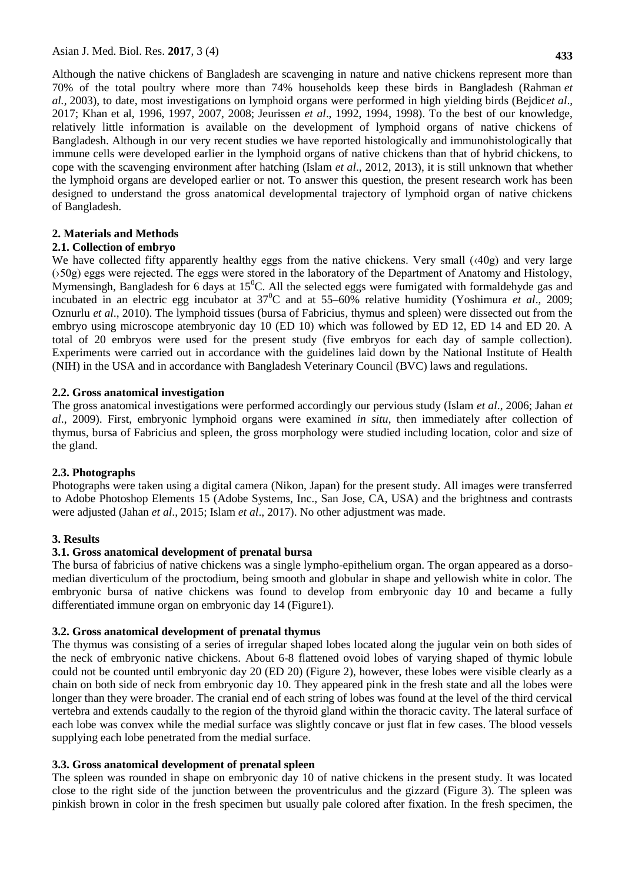Although the native chickens of Bangladesh are scavenging in nature and native chickens represent more than 70% of the total poultry where more than 74% households keep these birds in Bangladesh (Rahman *et al.*, 2003), to date, most investigations on lymphoid organs were performed in high yielding birds (Bejdic*et al*., 2017; Khan et al, 1996, 1997, 2007, 2008; Jeurissen *et al*., 1992, 1994, 1998). To the best of our knowledge, relatively little information is available on the development of lymphoid organs of native chickens of Bangladesh. Although in our very recent studies we have reported histologically and immunohistologically that immune cells were developed earlier in the lymphoid organs of native chickens than that of hybrid chickens, to cope with the scavenging environment after hatching (Islam *et al*., 2012, 2013), it is still unknown that whether the lymphoid organs are developed earlier or not. To answer this question, the present research work has been designed to understand the gross anatomical developmental trajectory of lymphoid organ of native chickens of Bangladesh.

## 2. Materials and Methods

### 2.1. Collection of embryo

We have collected fifty apparently healthy eggs from the native chickens. Very small (‹40g) and very large (›50g) eggs were rejected. The eggs were stored in the laboratory of the Department of Anatomy and Histology, Mymensingh, Bangladesh for 6 days at $15^0$C. All the selected eggs were fumigated with formaldehyde gas and incubated in an electric egg incubator at $37^0$C and at 55–60% relative humidity (Yoshimura *et al*., 2009; Oznurlu *et al*., 2010). The lymphoid tissues (bursa of Fabricius, thymus and spleen) were dissected out from the embryo using microscope atembryonic day 10 (ED 10) which was followed by ED 12, ED 14 and ED 20. A total of 20 embryos were used for the present study (five embryos for each day of sample collection). Experiments were carried out in accordance with the guidelines laid down by the National Institute of Health (NIH) in the USA and in accordance with Bangladesh Veterinary Council (BVC) laws and regulations.

### 2.2. Gross anatomical investigation

The gross anatomical investigations were performed accordingly our pervious study (Islam *et al*., 2006; Jahan *et al*., 2009). First, embryonic lymphoid organs were examined *in situ*, then immediately after collection of thymus, bursa of Fabricius and spleen, the gross morphology were studied including location, color and size of the gland.

### 2.3. Photographs

Photographs were taken using a digital camera (Nikon, Japan) for the present study. All images were transferred to Adobe Photoshop Elements 15 (Adobe Systems, Inc., San Jose, CA, USA) and the brightness and contrasts were adjusted (Jahan *et al*., 2015; Islam *et al*., 2017). No other adjustment was made.

## 3. Results

### 3.1. Gross anatomical development of prenatal bursa

The bursa of fabricius of native chickens was a single lympho-epithelium organ. The organ appeared as a dorso-median diverticulum of the proctodium, being smooth and globular in shape and yellowish white in color. The embryonic bursa of native chickens was found to develop from embryonic day 10 and became a fully differentiated immune organ on embryonic day 14 (Figure1).

### 3.2. Gross anatomical development of prenatal thymus

The thymus was consisting of a series of irregular shaped lobes located along the jugular vein on both sides of the neck of embryonic native chickens. About 6-8 flattened ovoid lobes of varying shaped of thymic lobule could not be counted until embryonic day 20 (ED 20) (Figure 2), however, these lobes were visible clearly as a chain on both side of neck from embryonic day 10. They appeared pink in the fresh state and all the lobes were longer than they were broader. The cranial end of each string of lobes was found at the level of the third cervical vertebra and extends caudally to the region of the thyroid gland within the thoracic cavity. The lateral surface of each lobe was convex while the medial surface was slightly concave or just flat in few cases. The blood vessels supplying each lobe penetrated from the medial surface.

### 3.3. Gross anatomical development of prenatal spleen

The spleen was rounded in shape on embryonic day 10 of native chickens in the present study. It was located close to the right side of the junction between the proventriculus and the gizzard (Figure 3). The spleen was pinkish brown in color in the fresh specimen but usually pale colored after fixation. In the fresh specimen, the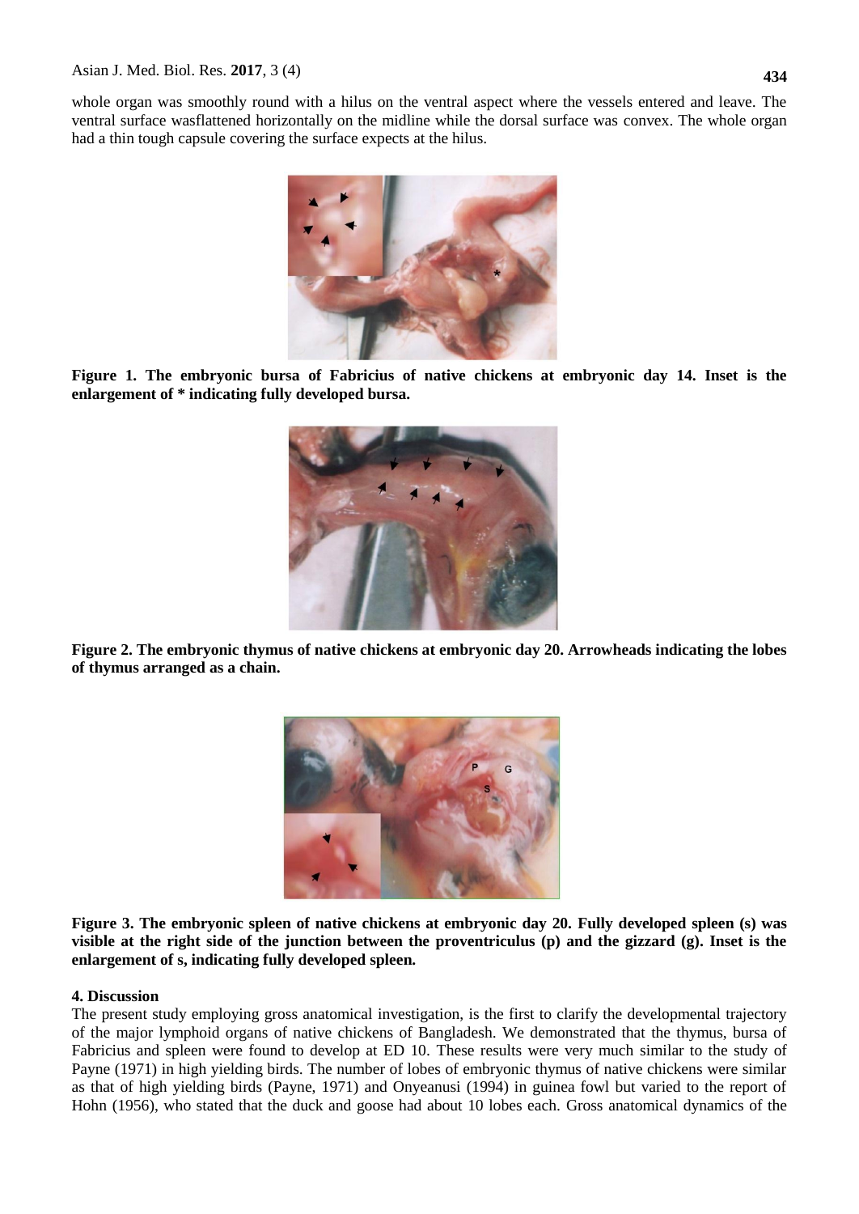whole organ was smoothly round with a hilus on the ventral aspect where the vessels entered and leave. The ventral surface wasflattened horizontally on the midline while the dorsal surface was convex. The whole organ had a thin tough capsule covering the surface expects at the hilus.

**Figure 1. The embryonic bursa of Fabricius of native chickens at embryonic day 14. Inset is the enlargement of * indicating fully developed bursa.**

**Figure 2. The embryonic thymus of native chickens at embryonic day 20. Arrowheads indicating the lobes of thymus arranged as a chain.**

**Figure 3. The embryonic spleen of native chickens at embryonic day 20. Fully developed spleen (s) was visible at the right side of the junction between the proventriculus (p) and the gizzard (g). Inset is the enlargement of s, indicating fully developed spleen.**

### 4. Discussion

The present study employing gross anatomical investigation, is the first to clarify the developmental trajectory of the major lymphoid organs of native chickens of Bangladesh. We demonstrated that the thymus, bursa of Fabricius and spleen were found to develop at ED 10. These results were very much similar to the study of Payne (1971) in high yielding birds. The number of lobes of embryonic thymus of native chickens were similar as that of high yielding birds (Payne, 1971) and Onyeanusi (1994) in guinea fowl but varied to the report of Hohn (1956), who stated that the duck and goose had about 10 lobes each. Gross anatomical dynamics of the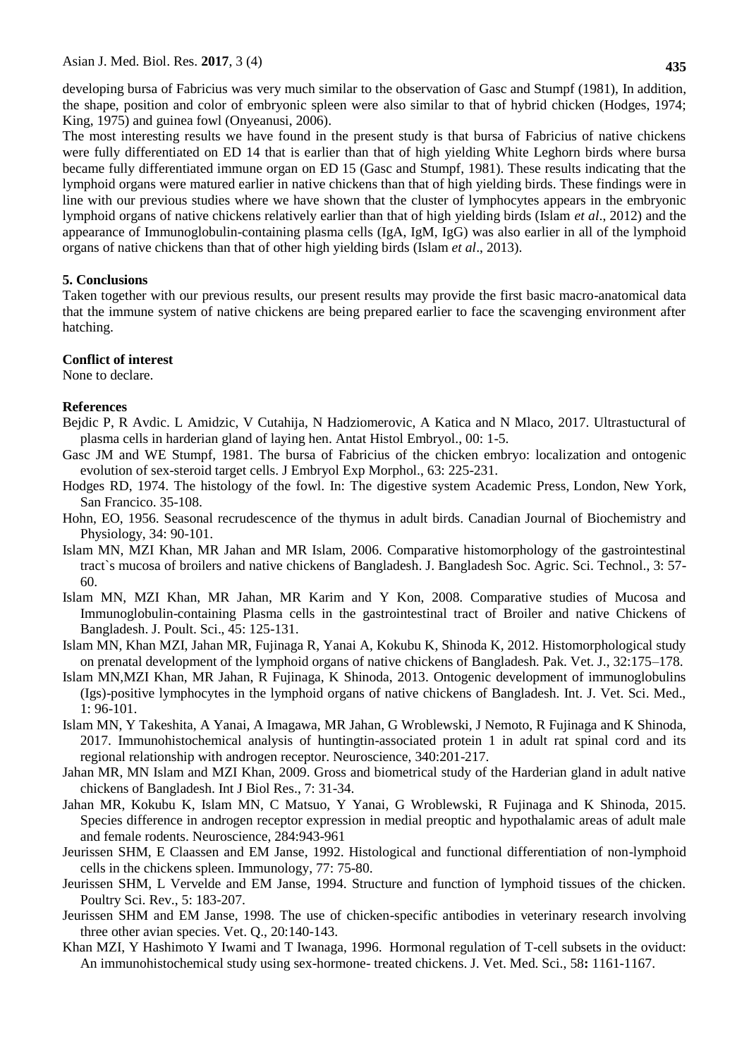developing bursa of Fabricius was very much similar to the observation of Gasc and Stumpf (1981), In addition, the shape, position and color of embryonic spleen were also similar to that of hybrid chicken (Hodges, 1974; King, 1975) and guinea fowl (Onyeanusi, 2006).

The most interesting results we have found in the present study is that bursa of Fabricius of native chickens were fully differentiated on ED 14 that is earlier than that of high yielding White Leghorn birds where bursa became fully differentiated immune organ on ED 15 (Gasc and Stumpf, 1981). These results indicating that the lymphoid organs were matured earlier in native chickens than that of high yielding birds. These findings were in line with our previous studies where we have shown that the cluster of lymphocytes appears in the embryonic lymphoid organs of native chickens relatively earlier than that of high yielding birds (Islam *et al*., 2012) and the appearance of Immunoglobulin-containing plasma cells (IgA, IgM, IgG) was also earlier in all of the lymphoid organs of native chickens than that of other high yielding birds (Islam *et al*., 2013).

## 5. Conclusions

Taken together with our previous results, our present results may provide the first basic macro-anatomical data that the immune system of native chickens are being prepared earlier to face the scavenging environment after hatching.

## Conflict of interest

None to declare.

## References

Bejdic P, R Avdic. L Amidzic, V Cutahija, N Hadziomerovic, A Katica and N Mlaco, 2017. Ultrastuctural of plasma cells in harderian gland of laying hen. Antat Histol Embryol., 00: 1-5.

Gasc JM and WE Stumpf, 1981. The bursa of Fabricius of the chicken embryo: localization and ontogenic evolution of sex-steroid target cells. J Embryol Exp Morphol., 63: 225-231.

Hodges RD, 1974. The histology of the fowl. In: The digestive system Academic Press, London, New York, San Francico. 35-108.

Hohn, EO, 1956. Seasonal recrudescence of the thymus in adult birds. Canadian Journal of Biochemistry and Physiology, 34: 90-101.

Islam MN, MZI Khan, MR Jahan and MR Islam, 2006. Comparative histomorphology of the gastrointestinal tract`s mucosa of broilers and native chickens of Bangladesh. J. Bangladesh Soc. Agric. Sci. Technol., 3: 57-60.

Islam MN, MZI Khan, MR Jahan, MR Karim and Y Kon, 2008. Comparative studies of Mucosa and Immunoglobulin-containing Plasma cells in the gastrointestinal tract of Broiler and native Chickens of Bangladesh. J. Poult. Sci., 45: 125-131.

Islam MN, Khan MZI, Jahan MR, Fujinaga R, Yanai A, Kokubu K, Shinoda K, 2012. Histomorphological study on prenatal development of the lymphoid organs of native chickens of Bangladesh. Pak. Vet. J., 32:175–178.

Islam MN,MZI Khan, MR Jahan, R Fujinaga, K Shinoda, 2013. Ontogenic development of immunoglobulins (Igs)-positive lymphocytes in the lymphoid organs of native chickens of Bangladesh. Int. J. Vet. Sci. Med., 1: 96-101.

Islam MN, Y Takeshita, A Yanai, A Imagawa, MR Jahan, G Wroblewski, J Nemoto, R Fujinaga and K Shinoda, 2017. Immunohistochemical analysis of huntingtin-associated protein 1 in adult rat spinal cord and its regional relationship with androgen receptor. Neuroscience, 340:201-217.

Jahan MR, MN Islam and MZI Khan, 2009. Gross and biometrical study of the Harderian gland in adult native chickens of Bangladesh. Int J Biol Res., 7: 31-34.

Jahan MR, Kokubu K, Islam MN, C Matsuo, Y Yanai, G Wroblewski, R Fujinaga and K Shinoda, 2015. Species difference in androgen receptor expression in medial preoptic and hypothalamic areas of adult male and female rodents. Neuroscience, 284:943-961

Jeurissen SHM, E Claassen and EM Janse, 1992. Histological and functional differentiation of non-lymphoid cells in the chickens spleen. Immunology, 77: 75-80.

Jeurissen SHM, L Vervelde and EM Janse, 1994. Structure and function of lymphoid tissues of the chicken. Poultry Sci. Rev., 5: 183-207.

Jeurissen SHM and EM Janse, 1998. The use of chicken-specific antibodies in veterinary research involving three other avian species. Vet. Q., 20:140-143.

Khan MZI, Y Hashimoto Y Iwami and T Iwanaga, 1996. Hormonal regulation of T-cell subsets in the oviduct: An immunohistochemical study using sex-hormone- treated chickens. J. Vet. Med. Sci., 58**:** 1161-1167.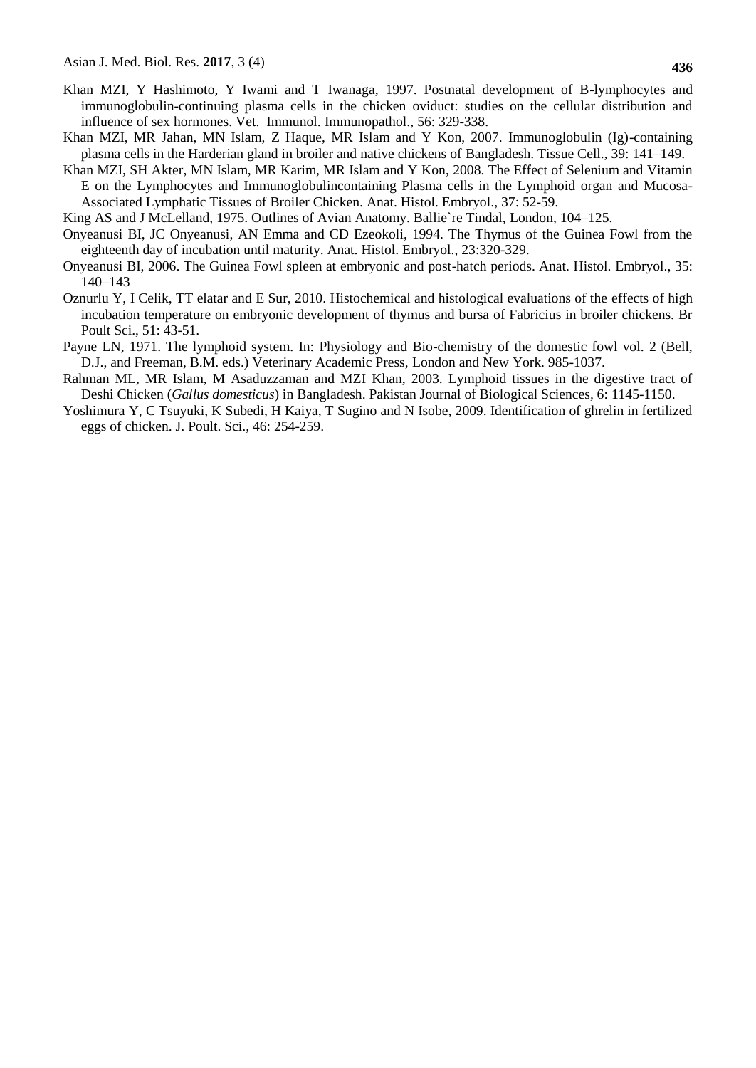Khan MZI, Y Hashimoto, Y Iwami and T Iwanaga, 1997. Postnatal development of B-lymphocytes and immunoglobulin-continuing plasma cells in the chicken oviduct: studies on the cellular distribution and influence of sex hormones. Vet. Immunol. Immunopathol., 56: 329-338.

Khan MZI, MR Jahan, MN Islam, Z Haque, MR Islam and Y Kon, 2007. Immunoglobulin (Ig)-containing plasma cells in the Harderian gland in broiler and native chickens of Bangladesh. Tissue Cell., 39: 141–149.

Khan MZI, SH Akter, MN Islam, MR Karim, MR Islam and Y Kon, 2008. The Effect of Selenium and Vitamin E on the Lymphocytes and Immunoglobulincontaining Plasma cells in the Lymphoid organ and Mucosa-Associated Lymphatic Tissues of Broiler Chicken. Anat. Histol. Embryol., 37: 52-59.

King AS and J McLelland, 1975. Outlines of Avian Anatomy. Ballie`re Tindal, London, 104–125.

Onyeanusi BI, JC Onyeanusi, AN Emma and CD Ezeokoli, 1994. The Thymus of the Guinea Fowl from the eighteenth day of incubation until maturity. Anat. Histol. Embryol., 23:320-329.

Onyeanusi BI, 2006. The Guinea Fowl spleen at embryonic and post-hatch periods. Anat. Histol. Embryol., 35: 140–143

Oznurlu Y, I Celik, TT elatar and E Sur, 2010. Histochemical and histological evaluations of the effects of high incubation temperature on embryonic development of thymus and bursa of Fabricius in broiler chickens. Br Poult Sci., 51: 43-51.

Payne LN, 1971. The lymphoid system. In: Physiology and Bio-chemistry of the domestic fowl vol. 2 (Bell, D.J., and Freeman, B.M. eds.) Veterinary Academic Press, London and New York. 985-1037.

Rahman ML, MR Islam, M Asaduzzaman and MZI Khan, 2003. Lymphoid tissues in the digestive tract of Deshi Chicken (*Gallus domesticus*) in Bangladesh. Pakistan Journal of Biological Sciences, 6: 1145-1150.

Yoshimura Y, C Tsuyuki, K Subedi, H Kaiya, T Sugino and N Isobe, 2009. Identification of ghrelin in fertilized eggs of chicken. J. Poult. Sci., 46: 254-259.